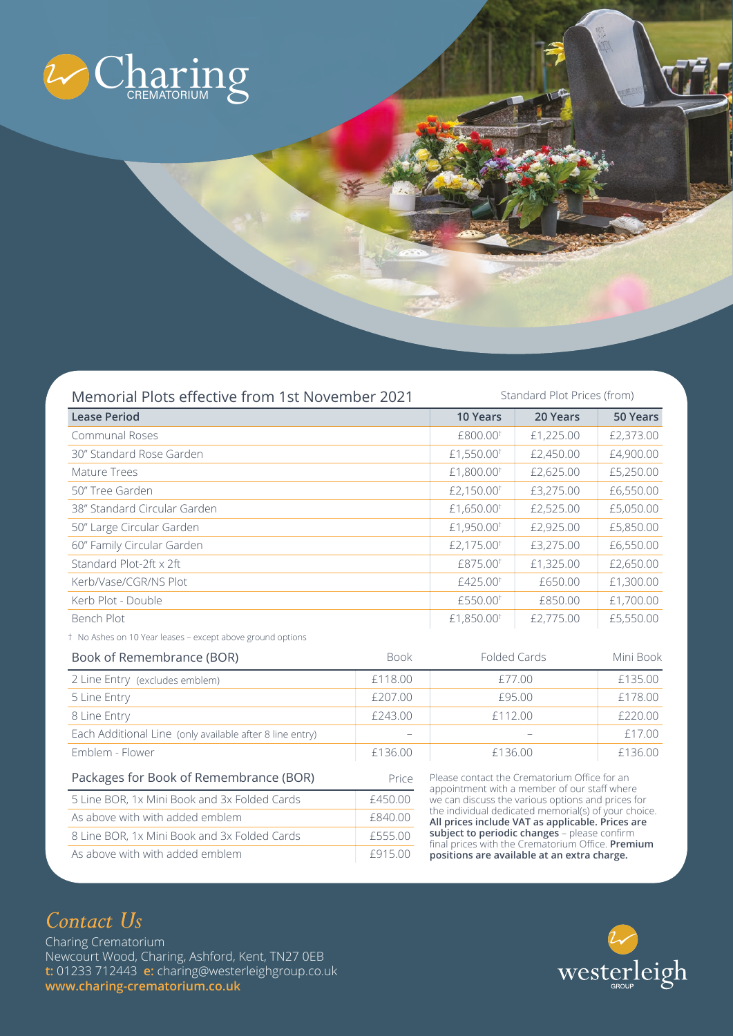# Charing Crematorium

## Memorial Plots effective from 1st November 2021

Standard Plot Prices (from)

| Lease Period | 10 Years | 20 Years | 50 Years |
| --- | --- | --- | --- |
| Communal Roses | £800.00† | £1,225.00 | £2,373.00 |
| 30" Standard Rose Garden | £1,550.00† | £2,450.00 | £4,900.00 |
| Mature Trees | £1,800.00† | £2,625.00 | £5,250.00 |
| 50" Tree Garden | £2,150.00† | £3,275.00 | £6,550.00 |
| 38" Standard Circular Garden | £1,650.00† | £2,525.00 | £5,050.00 |
| 50" Large Circular Garden | £1,950.00† | £2,925.00 | £5,850.00 |
| 60" Family Circular Garden | £2,175.00† | £3,275.00 | £6,550.00 |
| Standard Plot-2ft x 2ft | £875.00† | £1,325.00 | £2,650.00 |
| Kerb/Vase/CGR/NS Plot | £425.00† | £650.00 | £1,300.00 |
| Kerb Plot - Double | £550.00† | £850.00 | £1,700.00 |
| Bench Plot | £1,850.00† | £2,775.00 | £5,550.00 |

† No Ashes on 10 Year leases – except above ground options

## Book of Remembrance (BOR)

| Book of Remembrance (BOR) | Book | Folded Cards | Mini Book |
| --- | --- | --- | --- |
| 2 Line Entry (excludes emblem) | £118.00 | £77.00 | £135.00 |
| 5 Line Entry | £207.00 | £95.00 | £178.00 |
| 8 Line Entry | £243.00 | £112.00 | £220.00 |
| Each Additional Line (only available after 8 line entry) | – | – | £17.00 |
| Emblem - Flower | £136.00 | £136.00 | £136.00 |

## Packages for Book of Remembrance (BOR)

| Packages for Book of Remembrance (BOR) | Price |
| --- | --- |
| 5 Line BOR, 1x Mini Book and 3x Folded Cards | £450.00 |
| As above with with added emblem | £840.00 |
| 8 Line BOR, 1x Mini Book and 3x Folded Cards | £555.00 |
| As above with with added emblem | £915.00 |

Please contact the Crematorium Office for an appointment with a member of our staff where we can discuss the various options and prices for the individual dedicated memorial(s) of your choice. **All prices include VAT as applicable. Prices are subject to periodic changes** – please confirm final prices with the Crematorium Office. **Premium positions are available at an extra charge.**

## *Contact Us*

Charing Crematorium
Newcourt Wood, Charing, Ashford, Kent, TN27 0EB
**t:** 01233 712443 **e:** charing@westerleighgroup.co.uk
**www.charing-crematorium.co.uk**

westerleigh GROUP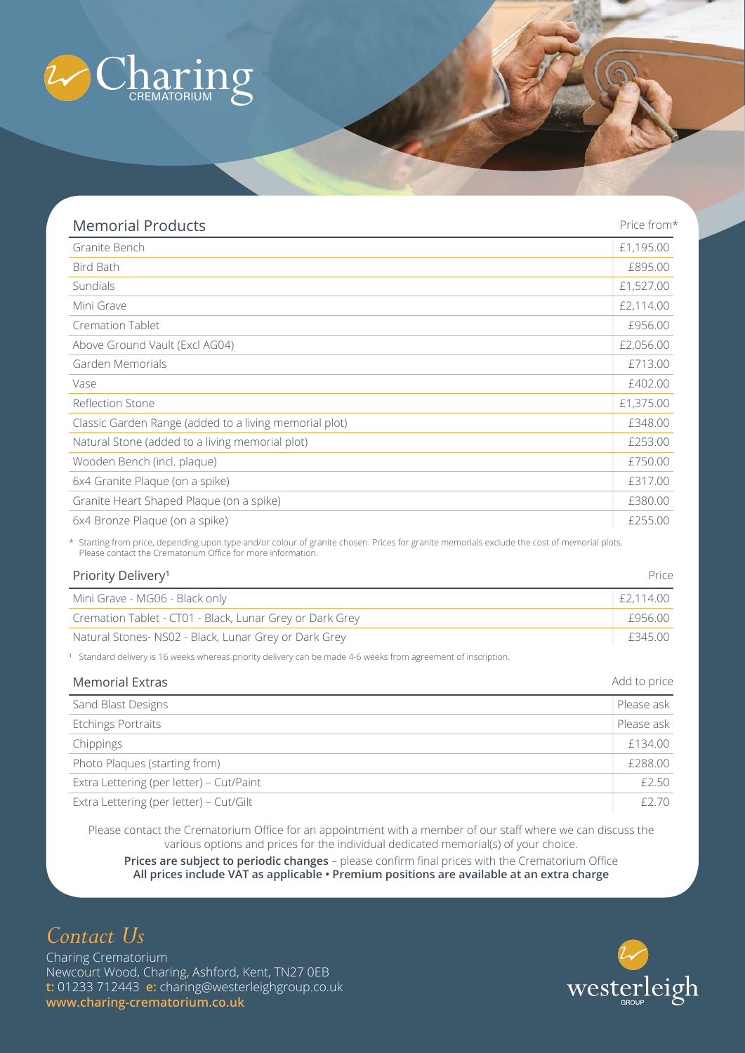# Charing CREMATORIUM

| Memorial Products | Price from* |
|---|---|
| Granite Bench | £1,195.00 |
| Bird Bath | £895.00 |
| Sundials | £1,527.00 |
| Mini Grave | £2,114.00 |
| Cremation Tablet | £956.00 |
| Above Ground Vault (Excl AG04) | £2,056.00 |
| Garden Memorials | £713.00 |
| Vase | £402.00 |
| Reflection Stone | £1,375.00 |
| Classic Garden Range (added to a living memorial plot) | £348.00 |
| Natural Stone (added to a living memorial plot) | £253.00 |
| Wooden Bench (incl. plaque) | £750.00 |
| 6x4 Granite Plaque (on a spike) | £317.00 |
| Granite Heart Shaped Plaque (on a spike) | £380.00 |
| 6x4 Bronze Plaque (on a spike) | £255.00 |

* Starting from price, depending upon type and/or colour of granite chosen. Prices for granite memorials exclude the cost of memorial plots. Please contact the Crematorium Office for more information.

| Priority Delivery[1] | Price |
|---|---|
| Mini Grave - MG06 - Black only | £2,114.00 |
| Cremation Tablet - CT01 - Black, Lunar Grey or Dark Grey | £956.00 |
| Natural Stones- NS02 - Black, Lunar Grey or Dark Grey | £345.00 |

[1] Standard delivery is 16 weeks whereas priority delivery can be made 4-6 weeks from agreement of inscription.

| Memorial Extras | Add to price |
|---|---|
| Sand Blast Designs | Please ask |
| Etchings Portraits | Please ask |
| Chippings | £134.00 |
| Photo Plaques (starting from) | £288.00 |
| Extra Lettering (per letter) – Cut/Paint | £2.50 |
| Extra Lettering (per letter) – Cut/Gilt | £2.70 |

Please contact the Crematorium Office for an appointment with a member of our staff where we can discuss the various options and prices for the individual dedicated memorial(s) of your choice.

**Prices are subject to periodic changes** – please confirm final prices with the Crematorium Office
**All prices include VAT as applicable • Premium positions are available at an extra charge**

## *Contact Us*

Charing Crematorium
Newcourt Wood, Charing, Ashford, Kent, TN27 0EB
**t:** 01233 712443 **e:** charing@westerleighgroup.co.uk
**www.charing-crematorium.co.uk**

westerleigh GROUP